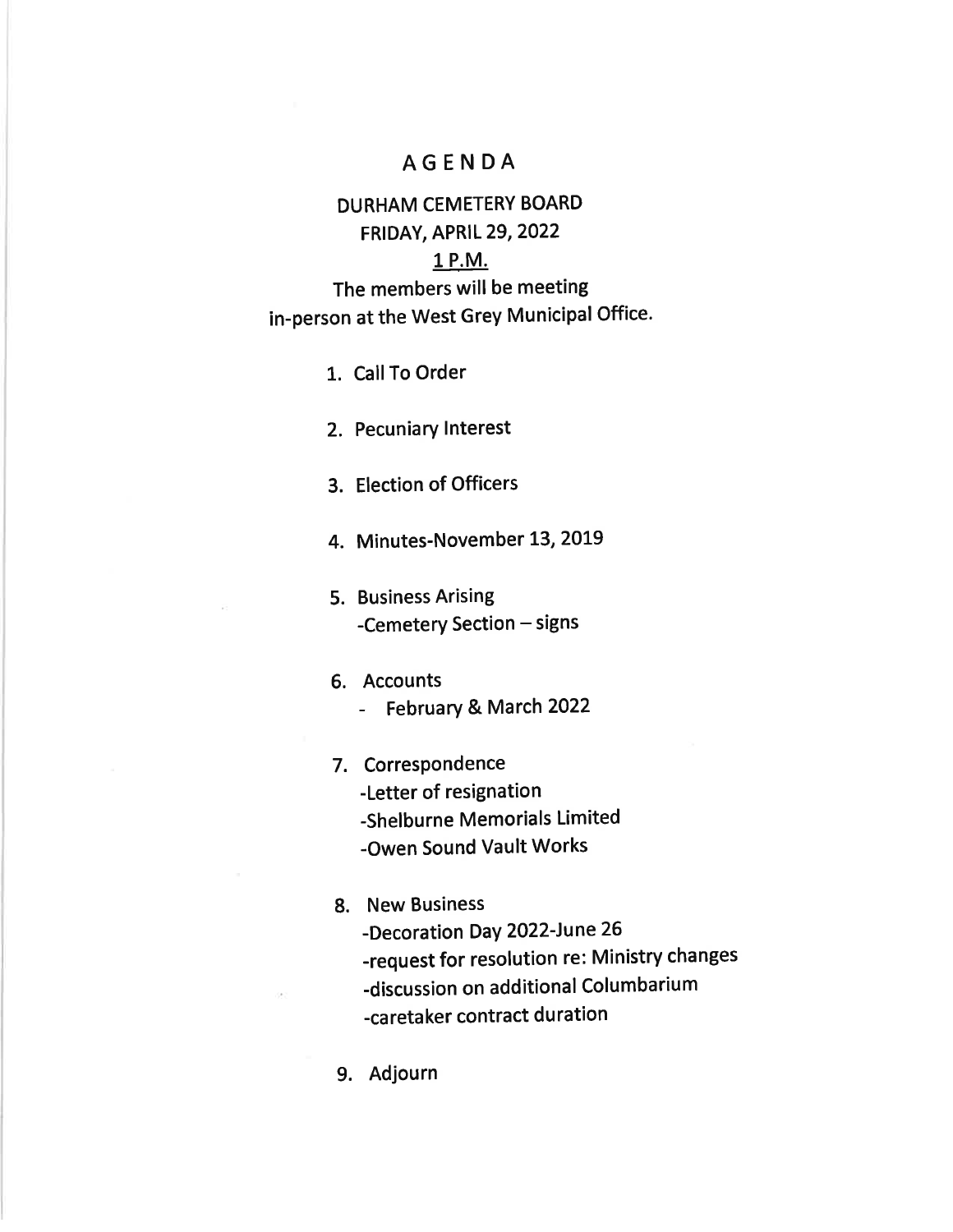# AGENDA

## DURHAM CEMETERY BOARD
## FRIDAY, APRIL 29, 2022
## 1 P.M.

The members will be meeting in-person at the West Grey Municipal Office.

1. Call To Order
2. Pecuniary Interest
3. Election of Officers
4. Minutes-November 13, 2019
5. Business Arising
   -Cemetery Section – signs
6. Accounts
   - February & March 2022
7. Correspondence
   -Letter of resignation
   -Shelburne Memorials Limited
   -Owen Sound Vault Works
8. New Business
   -Decoration Day 2022-June 26
   -request for resolution re: Ministry changes
   -discussion on additional Columbarium
   -caretaker contract duration
9. Adjourn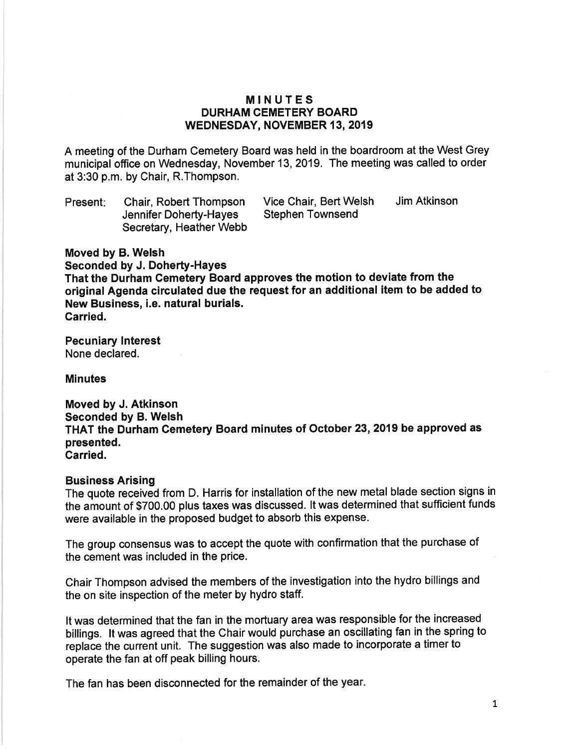# MINUTES
# DURHAM CEMETERY BOARD
# WEDNESDAY, NOVEMBER 13, 2019

A meeting of the Durham Cemetery Board was held in the boardroom at the West Grey municipal office on Wednesday, November 13, 2019. The meeting was called to order at 3:30 p.m. by Chair, R.Thompson.

Present: Chair, Robert Thompson    Vice Chair, Bert Welsh    Jim Atkinson
Jennifer Doherty-Hayes    Stephen Townsend
Secretary, Heather Webb

**Moved by B. Welsh**
**Seconded by J. Doherty-Hayes**
**That the Durham Cemetery Board approves the motion to deviate from the original Agenda circulated due the request for an additional item to be added to New Business, i.e. natural burials.**
**Carried.**

**Pecuniary Interest**
None declared.

**Minutes**

**Moved by J. Atkinson**
**Seconded by B. Welsh**
**THAT the Durham Cemetery Board minutes of October 23, 2019 be approved as presented.**
**Carried.**

**Business Arising**
The quote received from D. Harris for installation of the new metal blade section signs in the amount of $700.00 plus taxes was discussed. It was determined that sufficient funds were available in the proposed budget to absorb this expense.

The group consensus was to accept the quote with confirmation that the purchase of the cement was included in the price.

Chair Thompson advised the members of the investigation into the hydro billings and the on site inspection of the meter by hydro staff.

It was determined that the fan in the mortuary area was responsible for the increased billings. It was agreed that the Chair would purchase an oscillating fan in the spring to replace the current unit. The suggestion was also made to incorporate a timer to operate the fan at off peak billing hours.

The fan has been disconnected for the remainder of the year.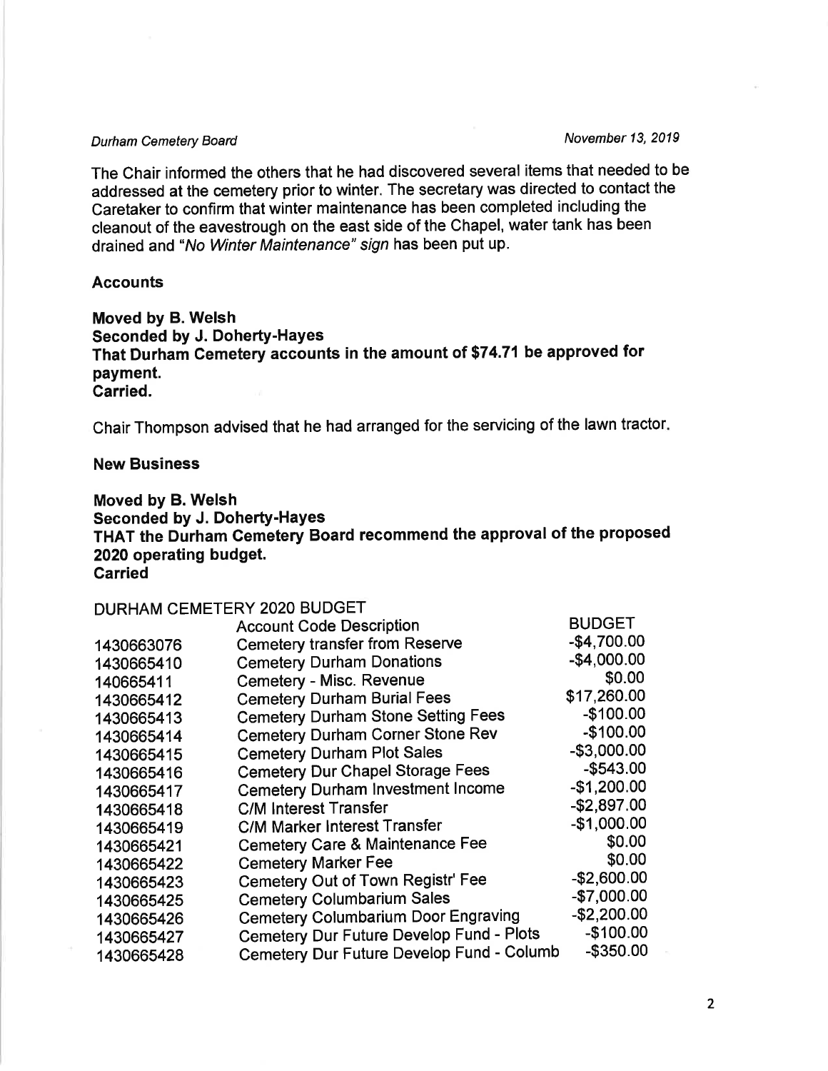The Chair informed the others that he had discovered several items that needed to be addressed at the cemetery prior to winter. The secretary was directed to contact the Caretaker to confirm that winter maintenance has been completed including the cleanout of the eavestrough on the east side of the Chapel, water tank has been drained and *"No Winter Maintenance" sign* has been put up.

**Accounts**

**Moved by B. Welsh**
**Seconded by J. Doherty-Hayes**
**That Durham Cemetery accounts in the amount of $74.71 be approved for payment.**
**Carried.**

Chair Thompson advised that he had arranged for the servicing of the lawn tractor.

**New Business**

**Moved by B. Welsh**
**Seconded by J. Doherty-Hayes**
**THAT the Durham Cemetery Board recommend the approval of the proposed 2020 operating budget.**
**Carried**

DURHAM CEMETERY 2020 BUDGET

| | Account Code Description | BUDGET |
|---|---|---|
| 1430663076 | Cemetery transfer from Reserve | -$4,700.00 |
| 1430665410 | Cemetery Durham Donations | -$4,000.00 |
| 140665411 | Cemetery - Misc. Revenue | $0.00 |
| 1430665412 | Cemetery Durham Burial Fees | $17,260.00 |
| 1430665413 | Cemetery Durham Stone Setting Fees | -$100.00 |
| 1430665414 | Cemetery Durham Corner Stone Rev | -$100.00 |
| 1430665415 | Cemetery Durham Plot Sales | -$3,000.00 |
| 1430665416 | Cemetery Dur Chapel Storage Fees | -$543.00 |
| 1430665417 | Cemetery Durham Investment Income | -$1,200.00 |
| 1430665418 | C/M Interest Transfer | -$2,897.00 |
| 1430665419 | C/M Marker Interest Transfer | -$1,000.00 |
| 1430665421 | Cemetery Care & Maintenance Fee | $0.00 |
| 1430665422 | Cemetery Marker Fee | $0.00 |
| 1430665423 | Cemetery Out of Town Registr' Fee | -$2,600.00 |
| 1430665425 | Cemetery Columbarium Sales | -$7,000.00 |
| 1430665426 | Cemetery Columbarium Door Engraving | -$2,200.00 |
| 1430665427 | Cemetery Dur Future Develop Fund - Plots | -$100.00 |
| 1430665428 | Cemetery Dur Future Develop Fund - Columb | -$350.00 |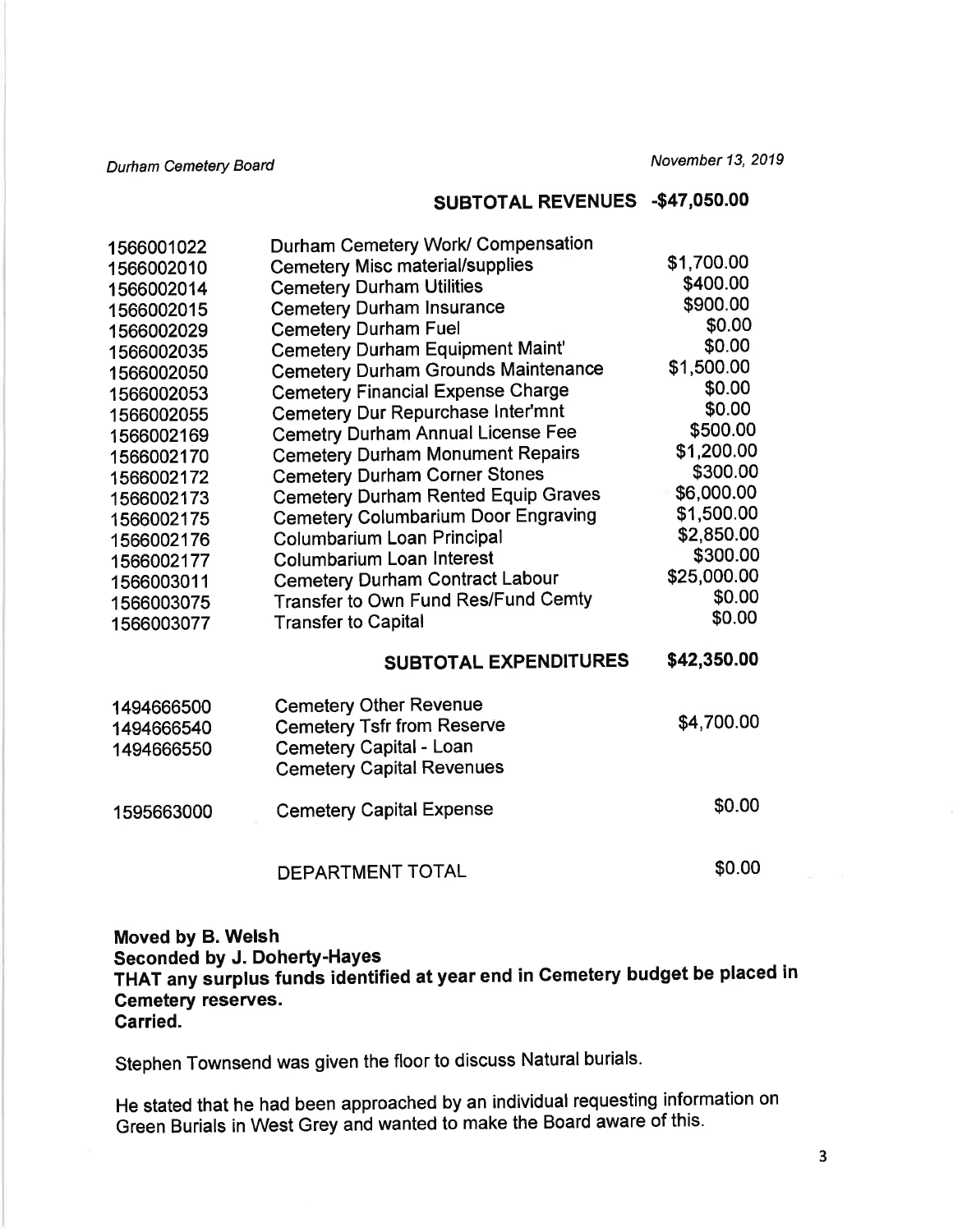**SUBTOTAL REVENUES -$47,050.00**

| | | |
|---|---|---|
| 1566001022 | Durham Cemetery Work/ Compensation | |
| 1566002010 | Cemetery Misc material/supplies | $1,700.00 |
| 1566002014 | Cemetery Durham Utilities | $400.00 |
| 1566002015 | Cemetery Durham Insurance | $900.00 |
| 1566002029 | Cemetery Durham Fuel | $0.00 |
| 1566002035 | Cemetery Durham Equipment Maint' | $0.00 |
| 1566002050 | Cemetery Durham Grounds Maintenance | $1,500.00 |
| 1566002053 | Cemetery Financial Expense Charge | $0.00 |
| 1566002055 | Cemetery Dur Repurchase Inter'mnt | $0.00 |
| 1566002169 | Cemetry Durham Annual License Fee | $500.00 |
| 1566002170 | Cemetery Durham Monument Repairs | $1,200.00 |
| 1566002172 | Cemetery Durham Corner Stones | $300.00 |
| 1566002173 | Cemetery Durham Rented Equip Graves | $6,000.00 |
| 1566002175 | Cemetery Columbarium Door Engraving | $1,500.00 |
| 1566002176 | Columbarium Loan Principal | $2,850.00 |
| 1566002177 | Columbarium Loan Interest | $300.00 |
| 1566003011 | Cemetery Durham Contract Labour | $25,000.00 |
| 1566003075 | Transfer to Own Fund Res/Fund Cemty | $0.00 |
| 1566003077 | Transfer to Capital | $0.00 |
| | **SUBTOTAL EXPENDITURES** | **$42,350.00** |
| 1494666500 | Cemetery Other Revenue | |
| 1494666540 | Cemetery Tsfr from Reserve | $4,700.00 |
| 1494666550 | Cemetery Capital - Loan | |
| | Cemetery Capital Revenues | |
| 1595663000 | Cemetery Capital Expense | $0.00 |
| | DEPARTMENT TOTAL | $0.00 |

**Moved by B. Welsh**
**Seconded by J. Doherty-Hayes**
**THAT any surplus funds identified at year end in Cemetery budget be placed in Cemetery reserves.**
**Carried.**

Stephen Townsend was given the floor to discuss Natural burials.

He stated that he had been approached by an individual requesting information on Green Burials in West Grey and wanted to make the Board aware of this.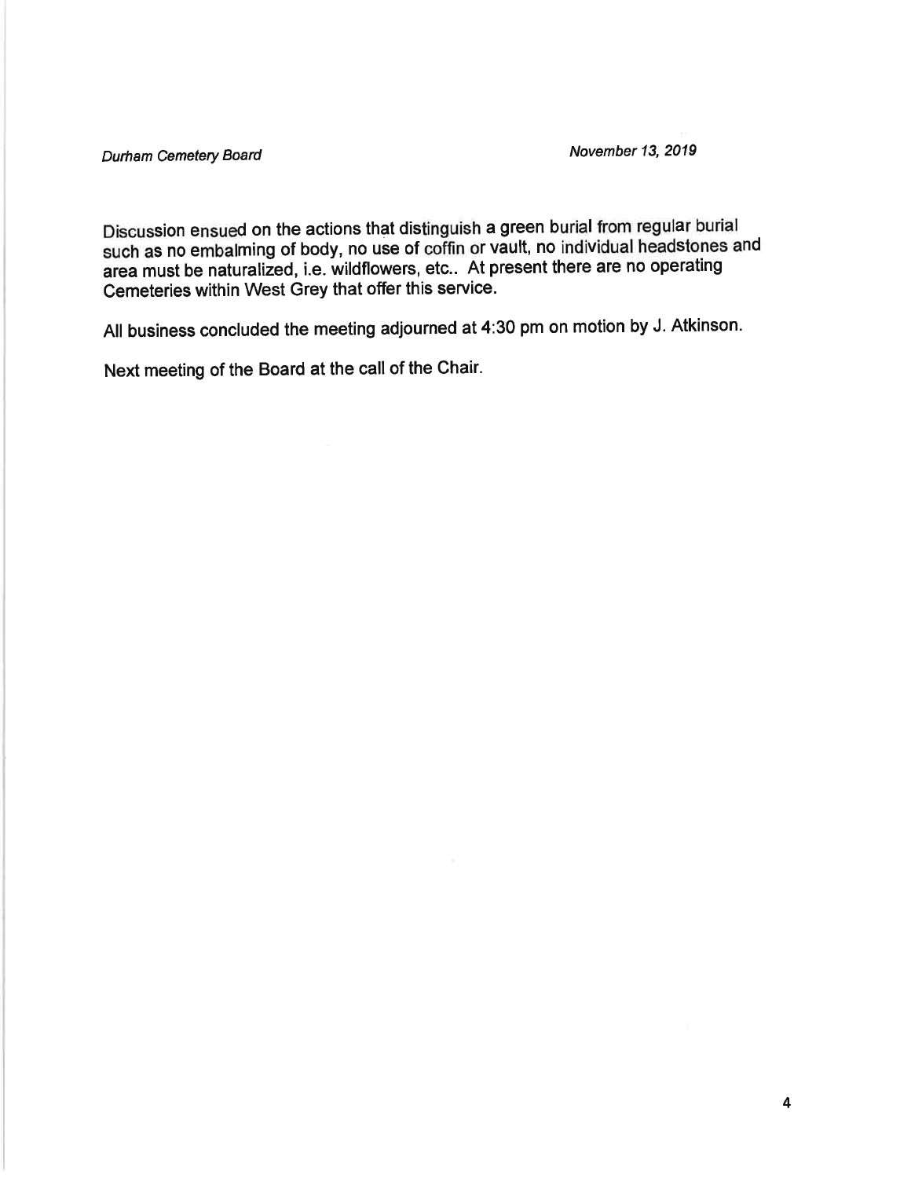Discussion ensued on the actions that distinguish a green burial from regular burial such as no embalming of body, no use of coffin or vault, no individual headstones and area must be naturalized, i.e. wildflowers, etc.. At present there are no operating Cemeteries within West Grey that offer this service.

All business concluded the meeting adjourned at 4:30 pm on motion by J. Atkinson.

Next meeting of the Board at the call of the Chair.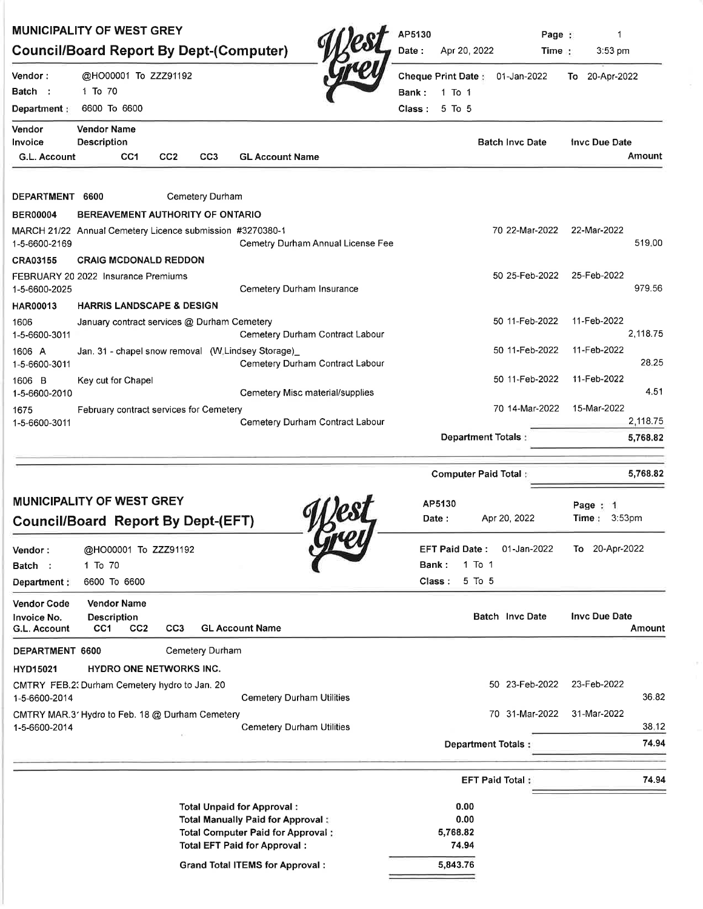# MUNICIPALITY OF WEST GREY

## Council/Board Report By Dept-(Computer)

AP5130 Page : 1
Date : Apr 20, 2022 Time : 3:53 pm

Vendor : @HO00001 To ZZZ91192
Batch : 1 To 70
Department : 6600 To 6600

Cheque Print Date : 01-Jan-2022 To 20-Apr-2022
Bank : 1 To 1
Class : 5 To 5

| Vendor / Invoice / G.L. Account | Vendor Name / Description / CC1 CC2 CC3 GL Account Name | Batch | Invc Date | Invc Due Date / Amount |
|---|---|---|---|---|
| **DEPARTMENT 6600** | Cemetery Durham | | | |
| **BER00004** | **BEREAVEMENT AUTHORITY OF ONTARIO** | | | |
| MARCH 21/22 | Annual Cemetery Licence submission #3270380-1 | 70 | 22-Mar-2022 | 22-Mar-2022 |
| 1-5-6600-2169 | Cemetry Durham Annual License Fee | | | 519.00 |
| **CRA03155** | **CRAIG MCDONALD REDDON** | | | |
| FEBRUARY 20 | 2022 Insurance Premiums | 50 | 25-Feb-2022 | 25-Feb-2022 |
| 1-5-6600-2025 | Cemetery Durham Insurance | | | 979.56 |
| **HAR00013** | **HARRIS LANDSCAPE & DESIGN** | | | |
| 1606 | January contract services @ Durham Cemetery | 50 | 11-Feb-2022 | 11-Feb-2022 |
| 1-5-6600-3011 | Cemetery Durham Contract Labour | | | 2,118.75 |
| 1606 A | Jan. 31 - chapel snow removal (W.Lindsey Storage)_ | 50 | 11-Feb-2022 | 11-Feb-2022 |
| 1-5-6600-3011 | Cemetery Durham Contract Labour | | | 28.25 |
| 1606 B | Key cut for Chapel | 50 | 11-Feb-2022 | 11-Feb-2022 |
| 1-5-6600-2010 | Cemetery Misc material/supplies | | | 4.51 |
| 1675 | February contract services for Cemetery | 70 | 14-Mar-2022 | 15-Mar-2022 |
| 1-5-6600-3011 | Cemetery Durham Contract Labour | | | 2,118.75 |
| | | | **Department Totals :** | **5,768.82** |
| | | | **Computer Paid Total :** | **5,768.82** |

# MUNICIPALITY OF WEST GREY

## Council/Board Report By Dept-(EFT)

AP5130 Page : 1
Date : Apr 20, 2022 Time : 3:53pm

Vendor : @HO00001 To ZZZ91192
Batch : 1 To 70
Department : 6600 To 6600

EFT Paid Date : 01-Jan-2022 To 20-Apr-2022
Bank : 1 To 1
Class : 5 To 5

| Vendor Code / Invoice No. / G.L. Account | Vendor Name / Description / CC1 CC2 CC3 GL Account Name | Batch | Invc Date | Invc Due Date / Amount |
|---|---|---|---|---|
| **DEPARTMENT 6600** | Cemetery Durham | | | |
| **HYD15021** | **HYDRO ONE NETWORKS INC.** | | | |
| CMTRY FEB.2: | Durham Cemetery hydro to Jan. 20 | 50 | 23-Feb-2022 | 23-Feb-2022 |
| 1-5-6600-2014 | Cemetery Durham Utilities | | | 36.82 |
| CMTRY MAR.3' | Hydro to Feb. 18 @ Durham Cemetery | 70 | 31-Mar-2022 | 31-Mar-2022 |
| 1-5-6600-2014 | Cemetery Durham Utilities | | | 38.12 |
| | | | **Department Totals :** | **74.94** |
| | | | **EFT Paid Total :** | **74.94** |

| | |
|---|---|
| **Total Unpaid for Approval :** | **0.00** |
| **Total Manually Paid for Approval :** | **0.00** |
| **Total Computer Paid for Approval :** | **5,768.82** |
| **Total EFT Paid for Approval :** | **74.94** |
| **Grand Total ITEMS for Approval :** | **5,843.76** |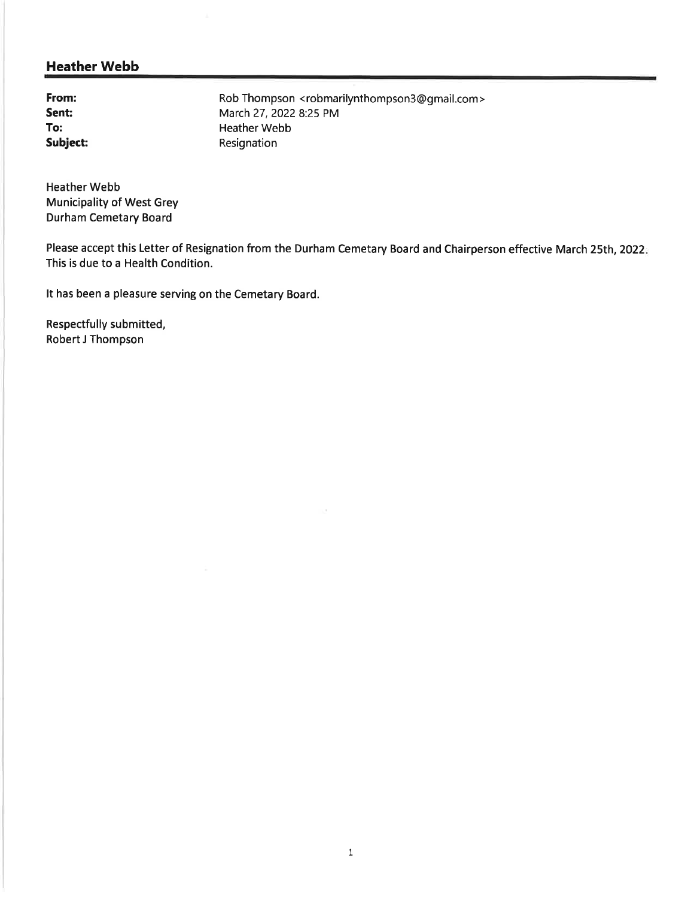## Heather Webb

**From:** Rob Thompson <robmarilynthompson3@gmail.com>
**Sent:** March 27, 2022 8:25 PM
**To:** Heather Webb
**Subject:** Resignation

Heather Webb
Municipality of West Grey
Durham Cemetary Board

Please accept this Letter of Resignation from the Durham Cemetary Board and Chairperson effective March 25th, 2022. This is due to a Health Condition.

It has been a pleasure serving on the Cemetary Board.

Respectfully submitted,
Robert J Thompson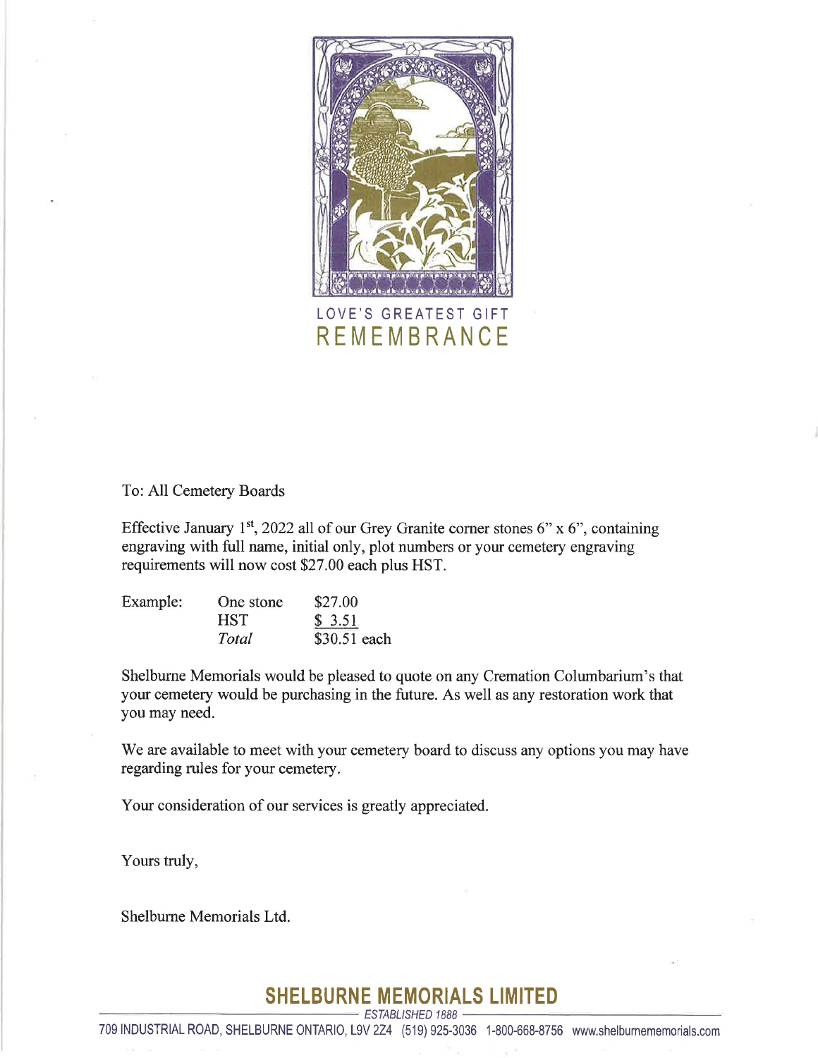LOVE'S GREATEST GIFT

REMEMBRANCE

To: All Cemetery Boards

Effective January 1st, 2022 all of our Grey Granite corner stones 6" x 6", containing engraving with full name, initial only, plot numbers or your cemetery engraving requirements will now cost $27.00 each plus HST.

| Example: | One stone | $27.00 |
|---|---|---|
| | HST | $ 3.51 |
| | *Total* | $30.51 each |

Shelburne Memorials would be pleased to quote on any Cremation Columbarium's that your cemetery would be purchasing in the future. As well as any restoration work that you may need.

We are available to meet with your cemetery board to discuss any options you may have regarding rules for your cemetery.

Your consideration of our services is greatly appreciated.

Yours truly,

Shelburne Memorials Ltd.

**SHELBURNE MEMORIALS LIMITED**

*ESTABLISHED 1888*

709 INDUSTRIAL ROAD, SHELBURNE ONTARIO, L9V 2Z4 (519) 925-3036 1-800-668-8756 www.shelburnememorials.com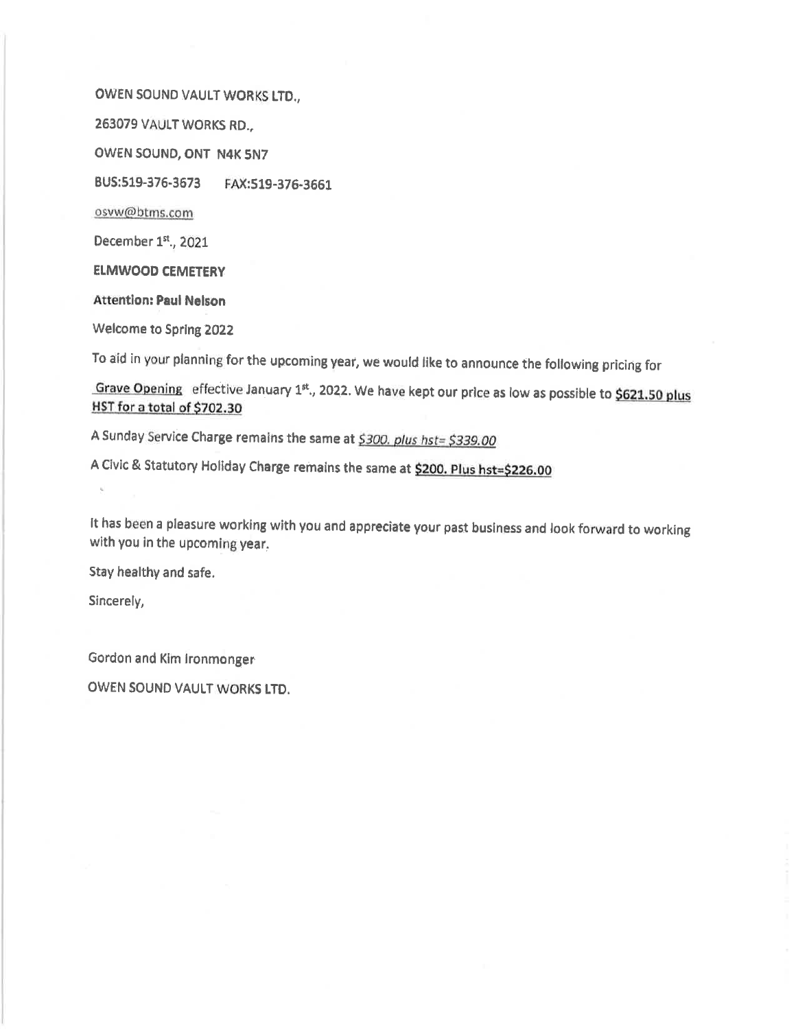OWEN SOUND VAULT WORKS LTD.,

263079 VAULT WORKS RD.,

OWEN SOUND, ONT N4K 5N7

BUS:519-376-3673 FAX:519-376-3661

osvw@btms.com

December 1st., 2021

**ELMWOOD CEMETERY**

**Attention: Paul Nelson**

Welcome to Spring 2022

To aid in your planning for the upcoming year, we would like to announce the following pricing for

Grave Opening effective January 1st., 2022. We have kept our price as low as possible to **$621.50 plus HST for a total of $702.30**

A Sunday Service Charge remains the same at *$300. plus hst= $339.00*

A Civic & Statutory Holiday Charge remains the same at **$200. Plus hst=$226.00**

It has been a pleasure working with you and appreciate your past business and look forward to working with you in the upcoming year.

Stay healthy and safe.

Sincerely,

Gordon and Kim Ironmonger

OWEN SOUND VAULT WORKS LTD.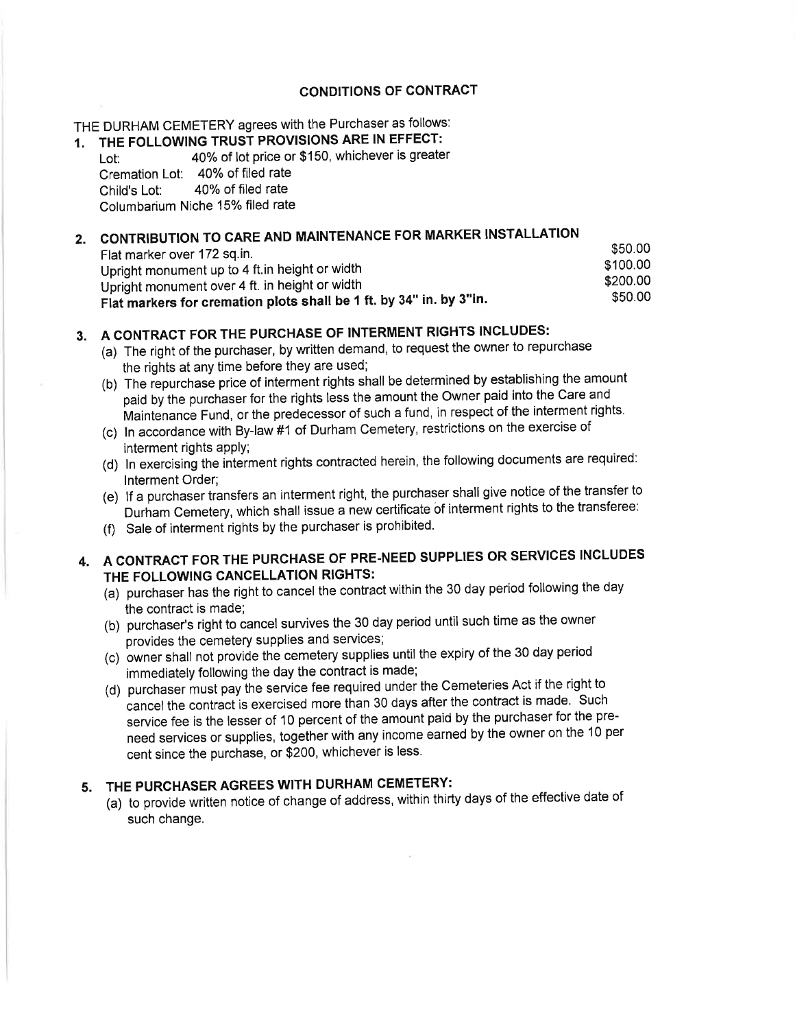## CONDITIONS OF CONTRACT

THE DURHAM CEMETERY agrees with the Purchaser as follows:

**1. THE FOLLOWING TRUST PROVISIONS ARE IN EFFECT:**

Lot: 40% of lot price or $150, whichever is greater
Cremation Lot: 40% of filed rate
Child's Lot: 40% of filed rate
Columbarium Niche 15% filed rate

**2. CONTRIBUTION TO CARE AND MAINTENANCE FOR MARKER INSTALLATION**

| | |
|---|---|
| Flat marker over 172 sq.in. | $50.00 |
| Upright monument up to 4 ft.in height or width | $100.00 |
| Upright monument over 4 ft. in height or width | $200.00 |
| **Flat markers for cremation plots shall be 1 ft. by 34" in. by 3"in.** | $50.00 |

**3. A CONTRACT FOR THE PURCHASE OF INTERMENT RIGHTS INCLUDES:**

(a) The right of the purchaser, by written demand, to request the owner to repurchase the rights at any time before they are used;

(b) The repurchase price of interment rights shall be determined by establishing the amount paid by the purchaser for the rights less the amount the Owner paid into the Care and Maintenance Fund, or the predecessor of such a fund, in respect of the interment rights.

(c) In accordance with By-law #1 of Durham Cemetery, restrictions on the exercise of interment rights apply;

(d) In exercising the interment rights contracted herein, the following documents are required: Interment Order;

(e) If a purchaser transfers an interment right, the purchaser shall give notice of the transfer to Durham Cemetery, which shall issue a new certificate of interment rights to the transferee:

(f) Sale of interment rights by the purchaser is prohibited.

**4. A CONTRACT FOR THE PURCHASE OF PRE-NEED SUPPLIES OR SERVICES INCLUDES THE FOLLOWING CANCELLATION RIGHTS:**

(a) purchaser has the right to cancel the contract within the 30 day period following the day the contract is made;

(b) purchaser's right to cancel survives the 30 day period until such time as the owner provides the cemetery supplies and services;

(c) owner shall not provide the cemetery supplies until the expiry of the 30 day period immediately following the day the contract is made;

(d) purchaser must pay the service fee required under the Cemeteries Act if the right to cancel the contract is exercised more than 30 days after the contract is made. Such service fee is the lesser of 10 percent of the amount paid by the purchaser for the pre-need services or supplies, together with any income earned by the owner on the 10 per cent since the purchase, or $200, whichever is less.

**5. THE PURCHASER AGREES WITH DURHAM CEMETERY:**

(a) to provide written notice of change of address, within thirty days of the effective date of such change.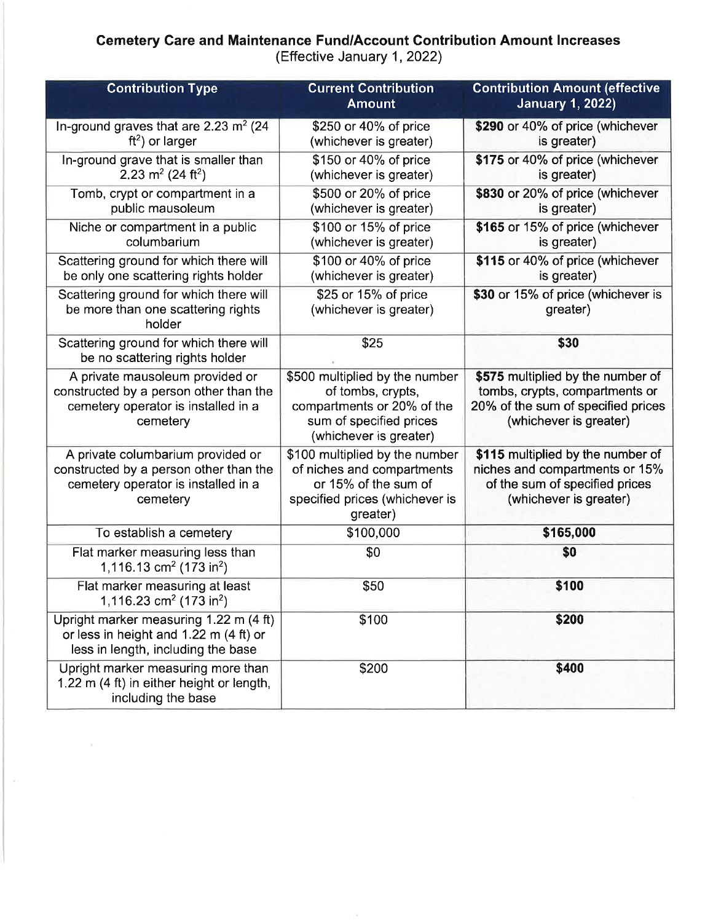# Cemetery Care and Maintenance Fund/Account Contribution Amount Increases

(Effective January 1, 2022)

| Contribution Type | Current Contribution Amount | Contribution Amount (effective January 1, 2022) |
|---|---|---|
| In-ground graves that are 2.23 $m^2$ (24 $ft^2$) or larger | \$250 or 40% of price (whichever is greater) | **\$290** or 40% of price (whichever is greater) |
| In-ground grave that is smaller than 2.23 $m^2$ (24 $ft^2$) | \$150 or 40% of price (whichever is greater) | **\$175** or 40% of price (whichever is greater) |
| Tomb, crypt or compartment in a public mausoleum | \$500 or 20% of price (whichever is greater) | **\$830** or 20% of price (whichever is greater) |
| Niche or compartment in a public columbarium | \$100 or 15% of price (whichever is greater) | **\$165** or 15% of price (whichever is greater) |
| Scattering ground for which there will be only one scattering rights holder | \$100 or 40% of price (whichever is greater) | **\$115** or 40% of price (whichever is greater) |
| Scattering ground for which there will be more than one scattering rights holder | \$25 or 15% of price (whichever is greater) | **\$30** or 15% of price (whichever is greater) |
| Scattering ground for which there will be no scattering rights holder | \$25 | **\$30** |
| A private mausoleum provided or constructed by a person other than the cemetery operator is installed in a cemetery | \$500 multiplied by the number of tombs, crypts, compartments or 20% of the sum of specified prices (whichever is greater) | **\$575** multiplied by the number of tombs, crypts, compartments or 20% of the sum of specified prices (whichever is greater) |
| A private columbarium provided or constructed by a person other than the cemetery operator is installed in a cemetery | \$100 multiplied by the number of niches and compartments or 15% of the sum of specified prices (whichever is greater) | **\$115** multiplied by the number of niches and compartments or 15% of the sum of specified prices (whichever is greater) |
| To establish a cemetery | \$100,000 | **\$165,000** |
| Flat marker measuring less than 1,116.13 $cm^2$ (173 $in^2$) | \$0 | **\$0** |
| Flat marker measuring at least 1,116.23 $cm^2$ (173 $in^2$) | \$50 | **\$100** |
| Upright marker measuring 1.22 m (4 ft) or less in height and 1.22 m (4 ft) or less in length, including the base | \$100 | **\$200** |
| Upright marker measuring more than 1.22 m (4 ft) in either height or length, including the base | \$200 | **\$400** |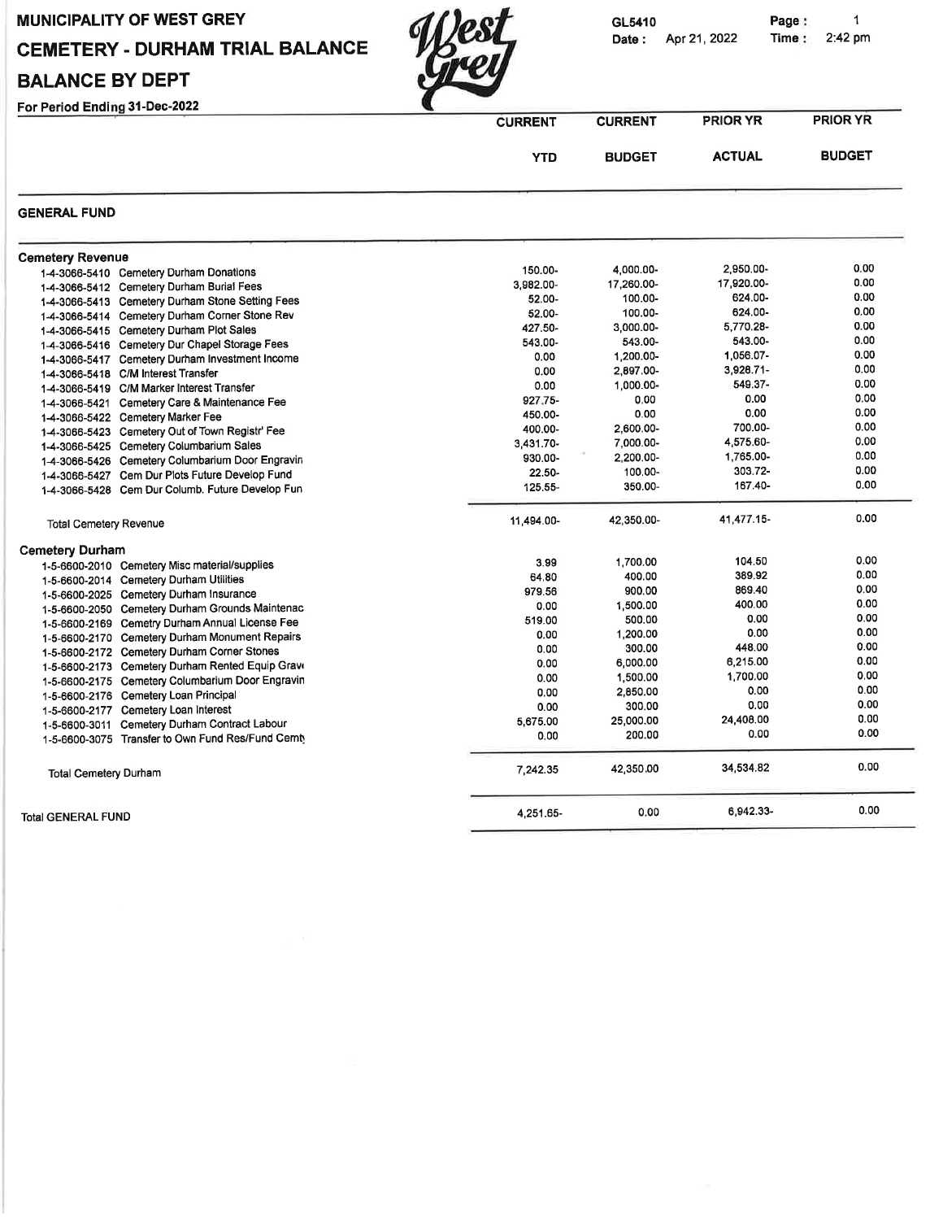**MUNICIPALITY OF WEST GREY**

**CEMETERY - DURHAM TRIAL BALANCE**

**BALANCE BY DEPT**

**For Period Ending 31-Dec-2022**

GL5410 Date: Apr 21, 2022 Page: 1 Time: 2:42 pm

| | CURRENT YTD | CURRENT BUDGET | PRIOR YR ACTUAL | PRIOR YR BUDGET |
|---|---|---|---|---|
| **GENERAL FUND** | | | | |
| **Cemetery Revenue** | | | | |
| 1-4-3066-5410 Cemetery Durham Donations | 150.00- | 4,000.00- | 2,950.00- | 0.00 |
| 1-4-3066-5412 Cemetery Durham Burial Fees | 3,982.00- | 17,260.00- | 17,920.00- | 0.00 |
| 1-4-3066-5413 Cemetery Durham Stone Setting Fees | 52.00- | 100.00- | 624.00- | 0.00 |
| 1-4-3066-5414 Cemetery Durham Corner Stone Rev | 52.00- | 100.00- | 624.00- | 0.00 |
| 1-4-3066-5415 Cemetery Durham Plot Sales | 427.50- | 3,000.00- | 5,770.28- | 0.00 |
| 1-4-3066-5416 Cemetery Dur Chapel Storage Fees | 543.00- | 543.00- | 543.00- | 0.00 |
| 1-4-3066-5417 Cemetery Durham Investment Income | 0.00 | 1,200.00- | 1,056.07- | 0.00 |
| 1-4-3066-5418 C/M Interest Transfer | 0.00 | 2,897.00- | 3,928.71- | 0.00 |
| 1-4-3066-5419 C/M Marker Interest Transfer | 0.00 | 1,000.00- | 549.37- | 0.00 |
| 1-4-3066-5421 Cemetery Care & Maintenance Fee | 927.75- | 0.00 | 0.00 | 0.00 |
| 1-4-3066-5422 Cemetery Marker Fee | 450.00- | 0.00 | 0.00 | 0.00 |
| 1-4-3066-5423 Cemetery Out of Town Registr' Fee | 400.00- | 2,600.00- | 700.00- | 0.00 |
| 1-4-3066-5425 Cemetery Columbarium Sales | 3,431.70- | 7,000.00- | 4,575.60- | 0.00 |
| 1-4-3066-5426 Cemetery Columbarium Door Engravin | 930.00- | 2,200.00- | 1,765.00- | 0.00 |
| 1-4-3066-5427 Cem Dur Plots Future Develop Fund | 22.50- | 100.00- | 303.72- | 0.00 |
| 1-4-3066-5428 Cem Dur Columb. Future Develop Fun | 125.55- | 350.00- | 167.40- | 0.00 |
| Total Cemetery Revenue | 11,494.00- | 42,350.00- | 41,477.15- | 0.00 |
| **Cemetery Durham** | | | | |
| 1-5-6600-2010 Cemetery Misc material/supplies | 3.99 | 1,700.00 | 104.50 | 0.00 |
| 1-5-6600-2014 Cemetery Durham Utilities | 64.80 | 400.00 | 389.92 | 0.00 |
| 1-5-6600-2025 Cemetery Durham Insurance | 979.56 | 900.00 | 869.40 | 0.00 |
| 1-5-6600-2050 Cemetery Durham Grounds Maintenac | 0.00 | 1,500.00 | 400.00 | 0.00 |
| 1-5-6600-2169 Cemetry Durham Annual License Fee | 519.00 | 500.00 | 0.00 | 0.00 |
| 1-5-6600-2170 Cemetery Durham Monument Repairs | 0.00 | 1,200.00 | 0.00 | 0.00 |
| 1-5-6600-2172 Cemetery Durham Corner Stones | 0.00 | 300.00 | 448.00 | 0.00 |
| 1-5-6600-2173 Cemetery Durham Rented Equip Grave | 0.00 | 6,000.00 | 6,215.00 | 0.00 |
| 1-5-6600-2175 Cemetery Columbarium Door Engravin | 0.00 | 1,500.00 | 1,700.00 | 0.00 |
| 1-5-6600-2176 Cemetery Loan Principal | 0.00 | 2,850.00 | 0.00 | 0.00 |
| 1-5-6600-2177 Cemetery Loan Interest | 0.00 | 300.00 | 0.00 | 0.00 |
| 1-5-6600-3011 Cemetery Durham Contract Labour | 5,675.00 | 25,000.00 | 24,408.00 | 0.00 |
| 1-5-6600-3075 Transfer to Own Fund Res/Fund Cemty | 0.00 | 200.00 | 0.00 | 0.00 |
| Total Cemetery Durham | 7,242.35 | 42,350.00 | 34,534.82 | 0.00 |
| Total GENERAL FUND | 4,251.65- | 0.00 | 6,942.33- | 0.00 |